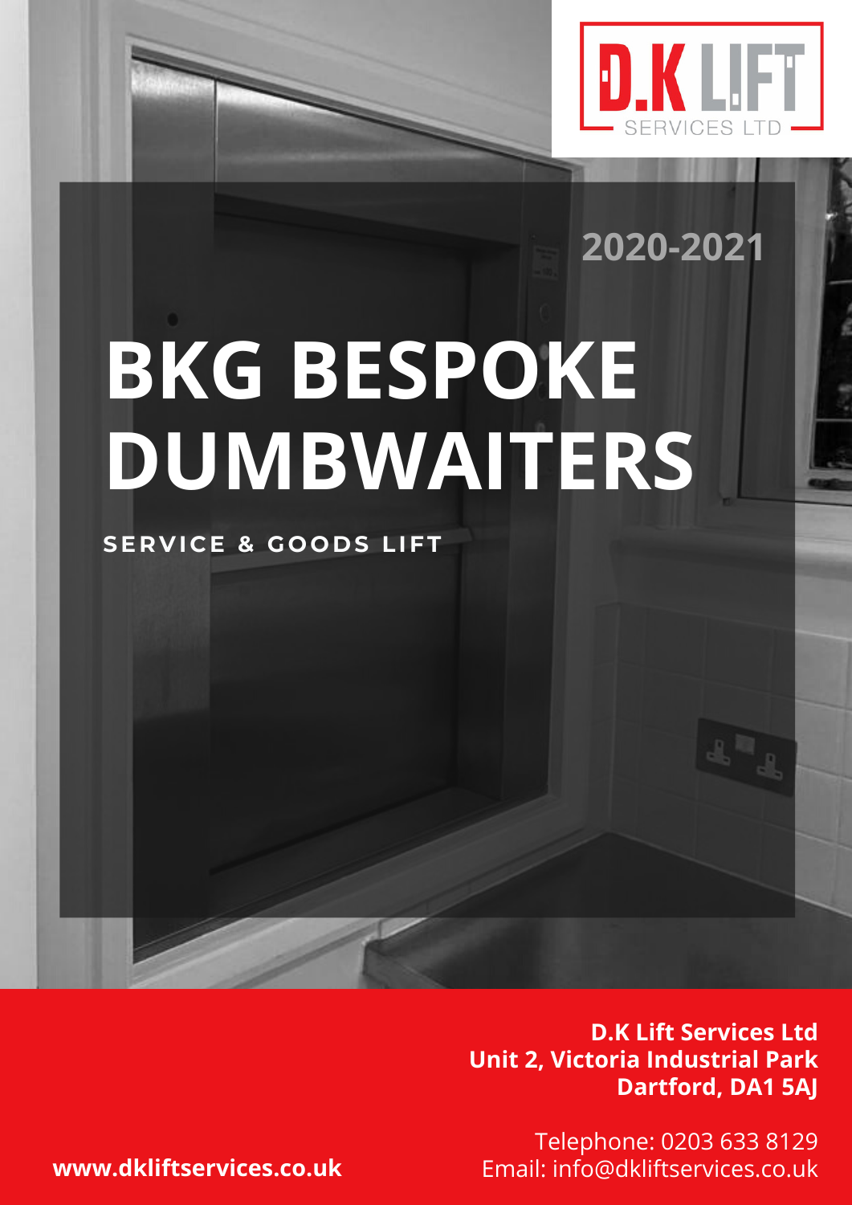D.K LIFT
SERVICES LTD

2020-2021

# BKG BESPOKE DUMBWAITERS

**SERVICE & GOODS LIFT**

**D.K Lift Services Ltd**
**Unit 2, Victoria Industrial Park**
**Dartford, DA1 5AJ**

Telephone: 0203 633 8129
Email: info@dkliftservices.co.uk

**www.dkliftservices.co.uk**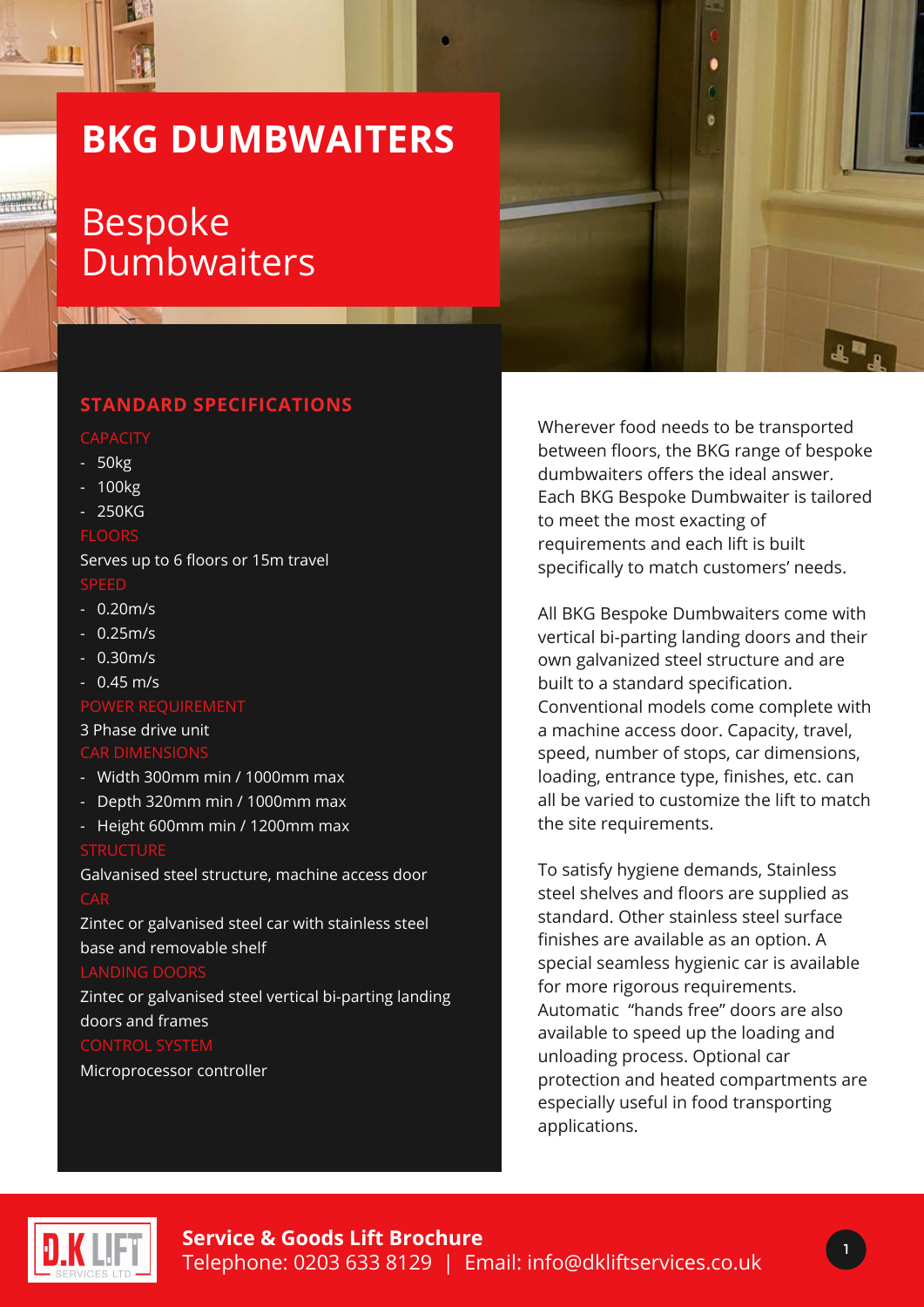# BKG DUMBWAITERS

## Bespoke Dumbwaiters

### STANDARD SPECIFICATIONS

**CAPACITY**

- 50kg
- 100kg
- 250KG

**FLOORS**

Serves up to 6 floors or 15m travel

**SPEED**

- 0.20m/s
- 0.25m/s
- 0.30m/s
- 0.45 m/s

**POWER REQUIREMENT**

3 Phase drive unit

**CAR DIMENSIONS**

- Width 300mm min / 1000mm max
- Depth 320mm min / 1000mm max
- Height 600mm min / 1200mm max

**STRUCTURE**

Galvanised steel structure, machine access door

**CAR**

Zintec or galvanised steel car with stainless steel base and removable shelf

**LANDING DOORS**

Zintec or galvanised steel vertical bi-parting landing doors and frames

**CONTROL SYSTEM**

Microprocessor controller

Wherever food needs to be transported between floors, the BKG range of bespoke dumbwaiters offers the ideal answer. Each BKG Bespoke Dumbwaiter is tailored to meet the most exacting of requirements and each lift is built specifically to match customers' needs.

All BKG Bespoke Dumbwaiters come with vertical bi-parting landing doors and their own galvanized steel structure and are built to a standard specification. Conventional models come complete with a machine access door. Capacity, travel, speed, number of stops, car dimensions, loading, entrance type, finishes, etc. can all be varied to customize the lift to match the site requirements.

To satisfy hygiene demands, Stainless steel shelves and floors are supplied as standard. Other stainless steel surface finishes are available as an option. A special seamless hygienic car is available for more rigorous requirements. Automatic "hands free" doors are also available to speed up the loading and unloading process. Optional car protection and heated compartments are especially useful in food transporting applications.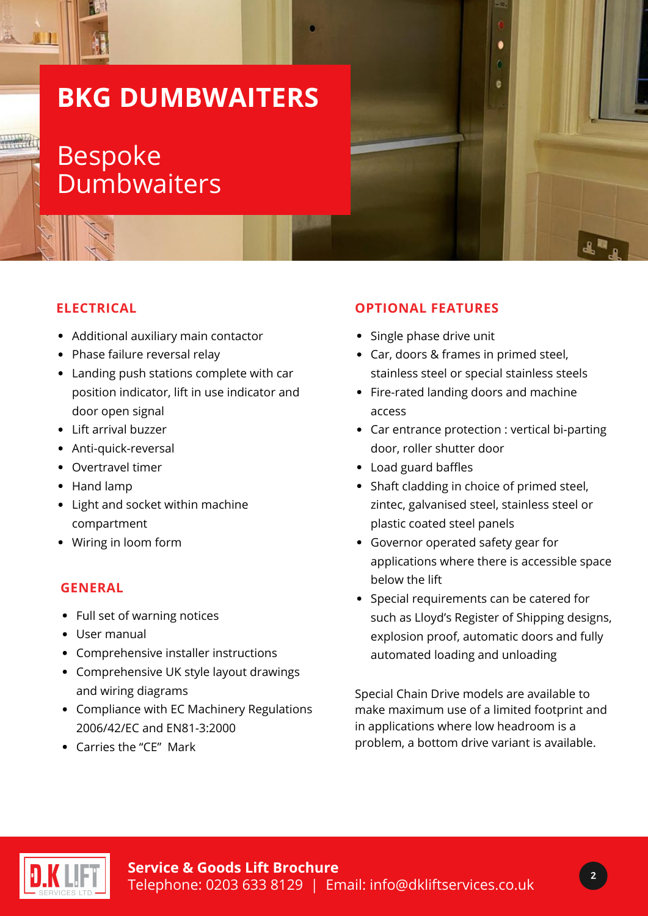# BKG DUMBWAITERS

## Bespoke Dumbwaiters

### ELECTRICAL

- Additional auxiliary main contactor
- Phase failure reversal relay
- Landing push stations complete with car position indicator, lift in use indicator and door open signal
- Lift arrival buzzer
- Anti-quick-reversal
- Overtravel timer
- Hand lamp
- Light and socket within machine compartment
- Wiring in loom form

### GENERAL

- Full set of warning notices
- User manual
- Comprehensive installer instructions
- Comprehensive UK style layout drawings and wiring diagrams
- Compliance with EC Machinery Regulations 2006/42/EC and EN81-3:2000
- Carries the "CE" Mark

### OPTIONAL FEATURES

- Single phase drive unit
- Car, doors & frames in primed steel, stainless steel or special stainless steels
- Fire-rated landing doors and machine access
- Car entrance protection : vertical bi-parting door, roller shutter door
- Load guard baffles
- Shaft cladding in choice of primed steel, zintec, galvanised steel, stainless steel or plastic coated steel panels
- Governor operated safety gear for applications where there is accessible space below the lift
- Special requirements can be catered for such as Lloyd's Register of Shipping designs, explosion proof, automatic doors and fully automated loading and unloading

Special Chain Drive models are available to make maximum use of a limited footprint and in applications where low headroom is a problem, a bottom drive variant is available.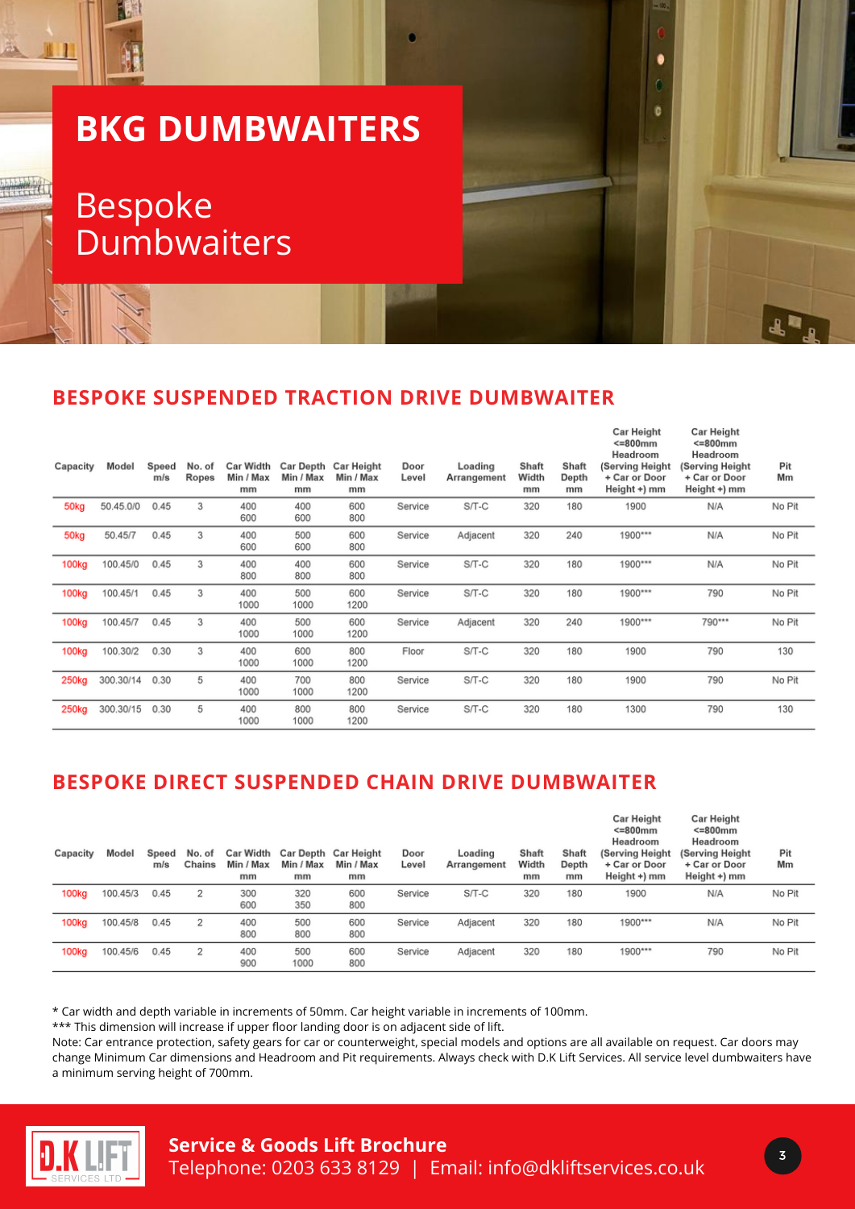# BKG DUMBWAITERS

## Bespoke Dumbwaiters

### BESPOKE SUSPENDED TRACTION DRIVE DUMBWAITER

| Capacity | Model | Speed m/s | No. of Ropes | Car Width Min / Max mm | Car Depth Min / Max mm | Car Height Min / Max mm | Door Level | Loading Arrangement | Shaft Width mm | Shaft Depth mm | Car Height <=800mm Headroom (Serving Height + Car or Door Height +) mm | Car Height <=800mm Headroom (Serving Height + Car or Door Height +) mm | Pit Mm |
|---|---|---|---|---|---|---|---|---|---|---|---|---|---|
| 50kg | 50.45.0/0 | 0.45 | 3 | 400 600 | 400 600 | 600 800 | Service | S/T-C | 320 | 180 | 1900 | N/A | No Pit |
| 50kg | 50.45/7 | 0.45 | 3 | 400 600 | 500 600 | 600 800 | Service | Adjacent | 320 | 240 | 1900*** | N/A | No Pit |
| 100kg | 100.45/0 | 0.45 | 3 | 400 800 | 400 800 | 600 800 | Service | S/T-C | 320 | 180 | 1900*** | N/A | No Pit |
| 100kg | 100.45/1 | 0.45 | 3 | 400 1000 | 500 1000 | 600 1200 | Service | S/T-C | 320 | 180 | 1900*** | 790 | No Pit |
| 100kg | 100.45/7 | 0.45 | 3 | 400 1000 | 500 1000 | 600 1200 | Service | Adjacent | 320 | 240 | 1900*** | 790*** | No Pit |
| 100kg | 100.30/2 | 0.30 | 3 | 400 1000 | 600 1000 | 800 1200 | Floor | S/T-C | 320 | 180 | 1900 | 790 | 130 |
| 250kg | 300.30/14 | 0.30 | 5 | 400 1000 | 700 1000 | 800 1200 | Service | S/T-C | 320 | 180 | 1900 | 790 | No Pit |
| 250kg | 300.30/15 | 0.30 | 5 | 400 1000 | 800 1000 | 800 1200 | Service | S/T-C | 320 | 180 | 1300 | 790 | 130 |

### BESPOKE DIRECT SUSPENDED CHAIN DRIVE DUMBWAITER

| Capacity | Model | Speed m/s | No. of Chains | Car Width Min / Max mm | Car Depth Min / Max mm | Car Height Min / Max mm | Door Level | Loading Arrangement | Shaft Width mm | Shaft Depth mm | Car Height <=800mm Headroom (Serving Height + Car or Door Height +) mm | Car Height <=800mm Headroom (Serving Height + Car or Door Height +) mm | Pit Mm |
|---|---|---|---|---|---|---|---|---|---|---|---|---|---|
| 100kg | 100.45/3 | 0.45 | 2 | 300 600 | 320 350 | 600 800 | Service | S/T-C | 320 | 180 | 1900 | N/A | No Pit |
| 100kg | 100.45/8 | 0.45 | 2 | 400 800 | 500 800 | 600 800 | Service | Adjacent | 320 | 180 | 1900*** | N/A | No Pit |
| 100kg | 100.45/6 | 0.45 | 2 | 400 900 | 500 1000 | 600 800 | Service | Adjacent | 320 | 180 | 1900*** | 790 | No Pit |

* Car width and depth variable in increments of 50mm. Car height variable in increments of 100mm.

*** This dimension will increase if upper floor landing door is on adjacent side of lift.

Note: Car entrance protection, safety gears for car or counterweight, special models and options are all available on request. Car doors may change Minimum Car dimensions and Headroom and Pit requirements. Always check with D.K Lift Services. All service level dumbwaiters have a minimum serving height of 700mm.

**Service & Goods Lift Brochure**
Telephone: 0203 633 8129 | Email: info@dkliftservices.co.uk